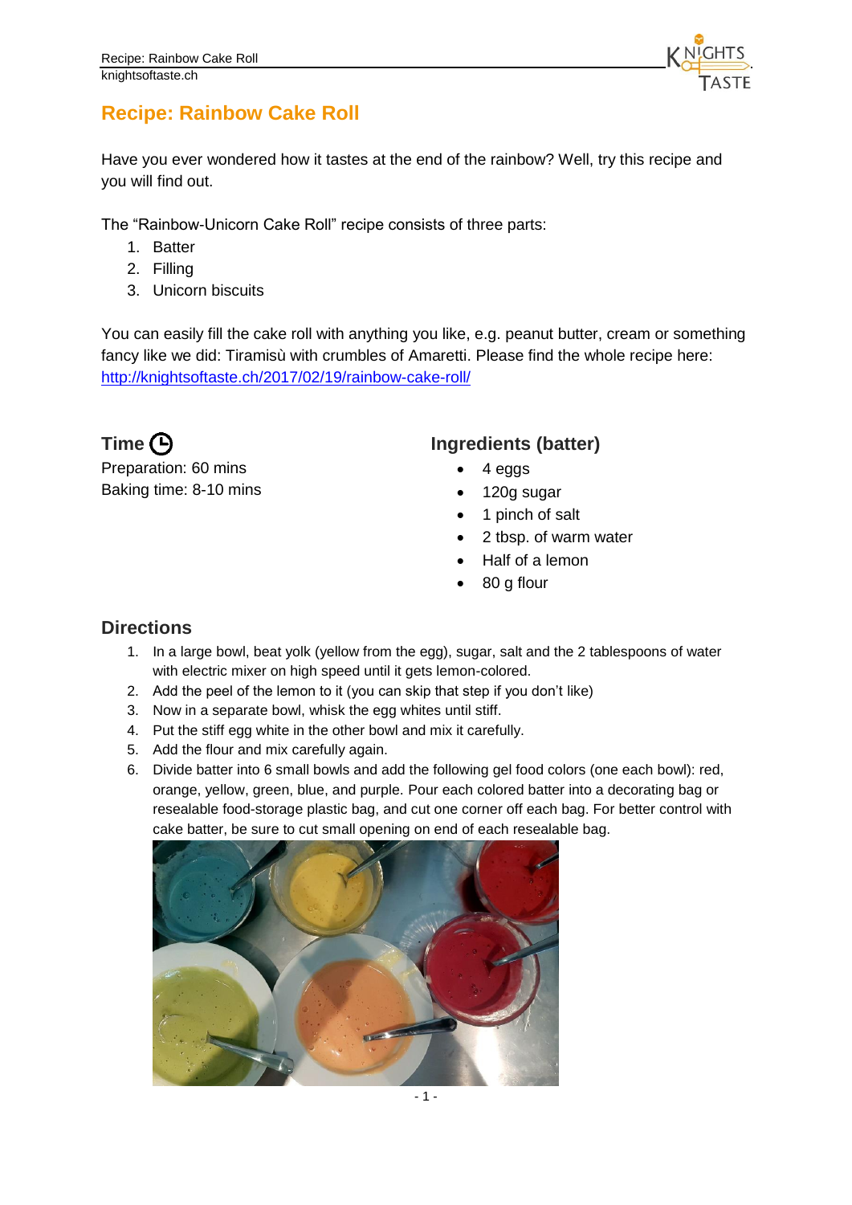# Recipe: Rainbow Cake Roll

Have you ever wondered how it tastes at the end of the rainbow? Well, try this recipe and you will find out.

The "Rainbow-Unicorn Cake Roll" recipe consists of three parts:

1. Batter
2. Filling
3. Unicorn biscuits

You can easily fill the cake roll with anything you like, e.g. peanut butter, cream or something fancy like we did: Tiramisù with crumbles of Amaretti. Please find the whole recipe here: [http://knightsoftaste.ch/2017/02/19/rainbow-cake-roll/](http://knightsoftaste.ch/2017/02/19/rainbow-cake-roll/)

## Time

Preparation: 60 mins
Baking time: 8-10 mins

## Ingredients (batter)

- 4 eggs
- 120g sugar
- 1 pinch of salt
- 2 tbsp. of warm water
- Half of a lemon
- 80 g flour

## Directions

1. In a large bowl, beat yolk (yellow from the egg), sugar, salt and the 2 tablespoons of water with electric mixer on high speed until it gets lemon-colored.
2. Add the peel of the lemon to it (you can skip that step if you don't like)
3. Now in a separate bowl, whisk the egg whites until stiff.
4. Put the stiff egg white in the other bowl and mix it carefully.
5. Add the flour and mix carefully again.
6. Divide batter into 6 small bowls and add the following gel food colors (one each bowl): red, orange, yellow, green, blue, and purple. Pour each colored batter into a decorating bag or resealable food-storage plastic bag, and cut one corner off each bag. For better control with cake batter, be sure to cut small opening on end of each resealable bag.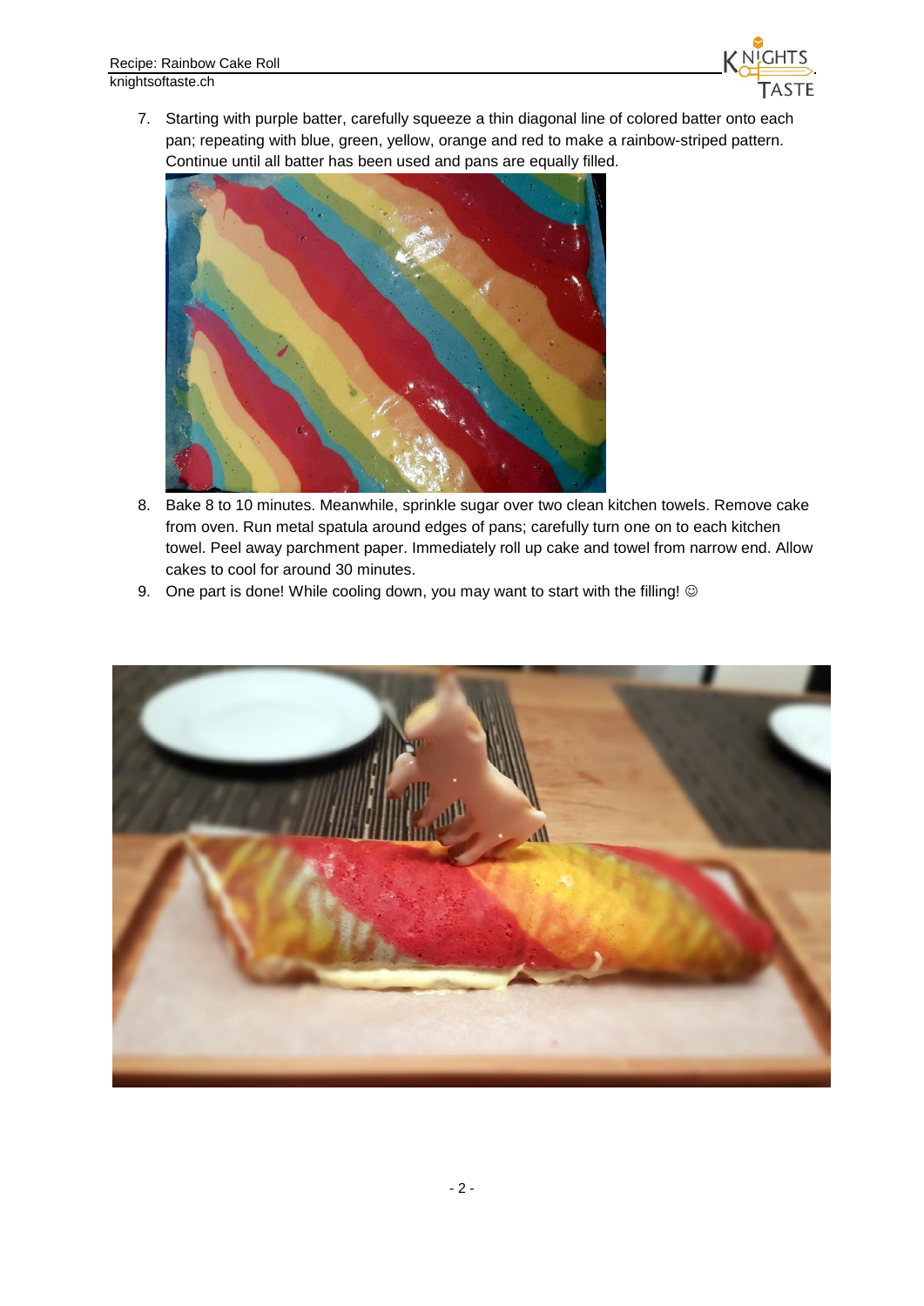7. Starting with purple batter, carefully squeeze a thin diagonal line of colored batter onto each pan; repeating with blue, green, yellow, orange and red to make a rainbow-striped pattern. Continue until all batter has been used and pans are equally filled.
8. Bake 8 to 10 minutes. Meanwhile, sprinkle sugar over two clean kitchen towels. Remove cake from oven. Run metal spatula around edges of pans; carefully turn one on to each kitchen towel. Peel away parchment paper. Immediately roll up cake and towel from narrow end. Allow cakes to cool for around 30 minutes.
9. One part is done! While cooling down, you may want to start with the filling! ☺